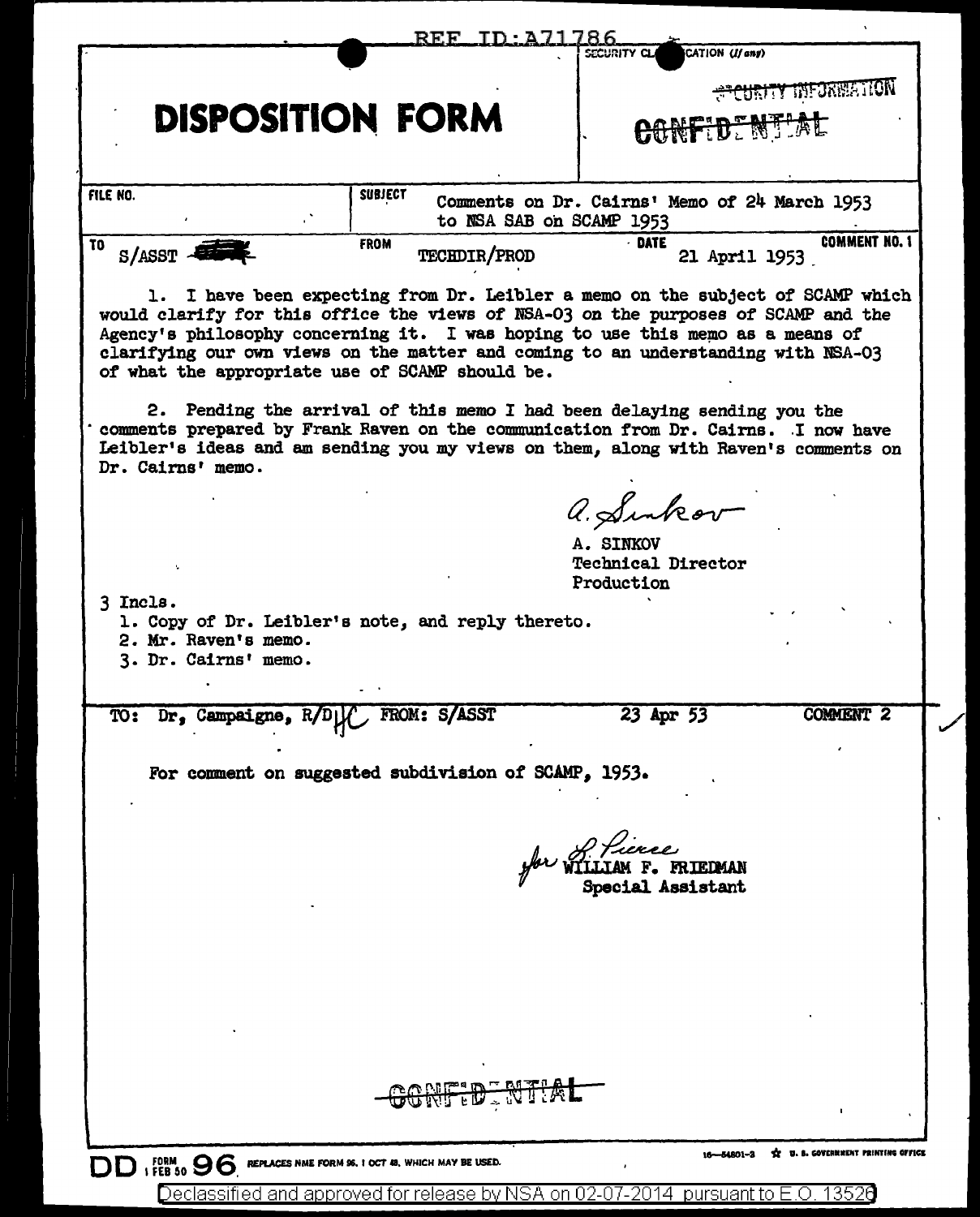REF ID:A71786

SECURITY CLASSIFICATION (If any)

~~SECURITY INFORMATION~~

~~CONFIDENTIAL~~

# DISPOSITION FORM

| FILE NO. | SUBJECT | | |
|---|---|---|---|
| | Comments on Dr. Cairns' Memo of 24 March 1953 to NSA SAB on SCAMP 1953 | | |
| TO S/ASST | FROM TECHDIR/PROD | DATE 21 April 1953 | COMMENT NO. 1 |

1. I have been expecting from Dr. Leibler a memo on the subject of SCAMP which would clarify for this office the views of NSA-03 on the purposes of SCAMP and the Agency's philosophy concerning it. I was hoping to use this memo as a means of clarifying our own views on the matter and coming to an understanding with NSA-03 of what the appropriate use of SCAMP should be.

2. Pending the arrival of this memo I had been delaying sending you the comments prepared by Frank Raven on the communication from Dr. Cairns. I now have Leibler's ideas and am sending you my views on them, along with Raven's comments on Dr. Cairns' memo.

A. Sinkov

A. SINKOV
Technical Director
Production

3 Incls.
1. Copy of Dr. Leibler's note, and reply thereto.
2. Mr. Raven's memo.
3. Dr. Cairns' memo.

| TO: Dr. Campaigne, R/D | FROM: S/ASST | 23 Apr 53 | COMMENT 2 |
|---|---|---|---|

For comment on suggested subdivision of SCAMP, 1953.

for L. Pierce
WILLIAM F. FRIEDMAN
Special Assistant

~~CONFIDENTIAL~~

DD FORM 1 FEB 50 96 REPLACES NME FORM 96, 1 OCT 48, WHICH MAY BE USED.

Declassified and approved for release by NSA on 02-07-2014 pursuant to E.O. 13526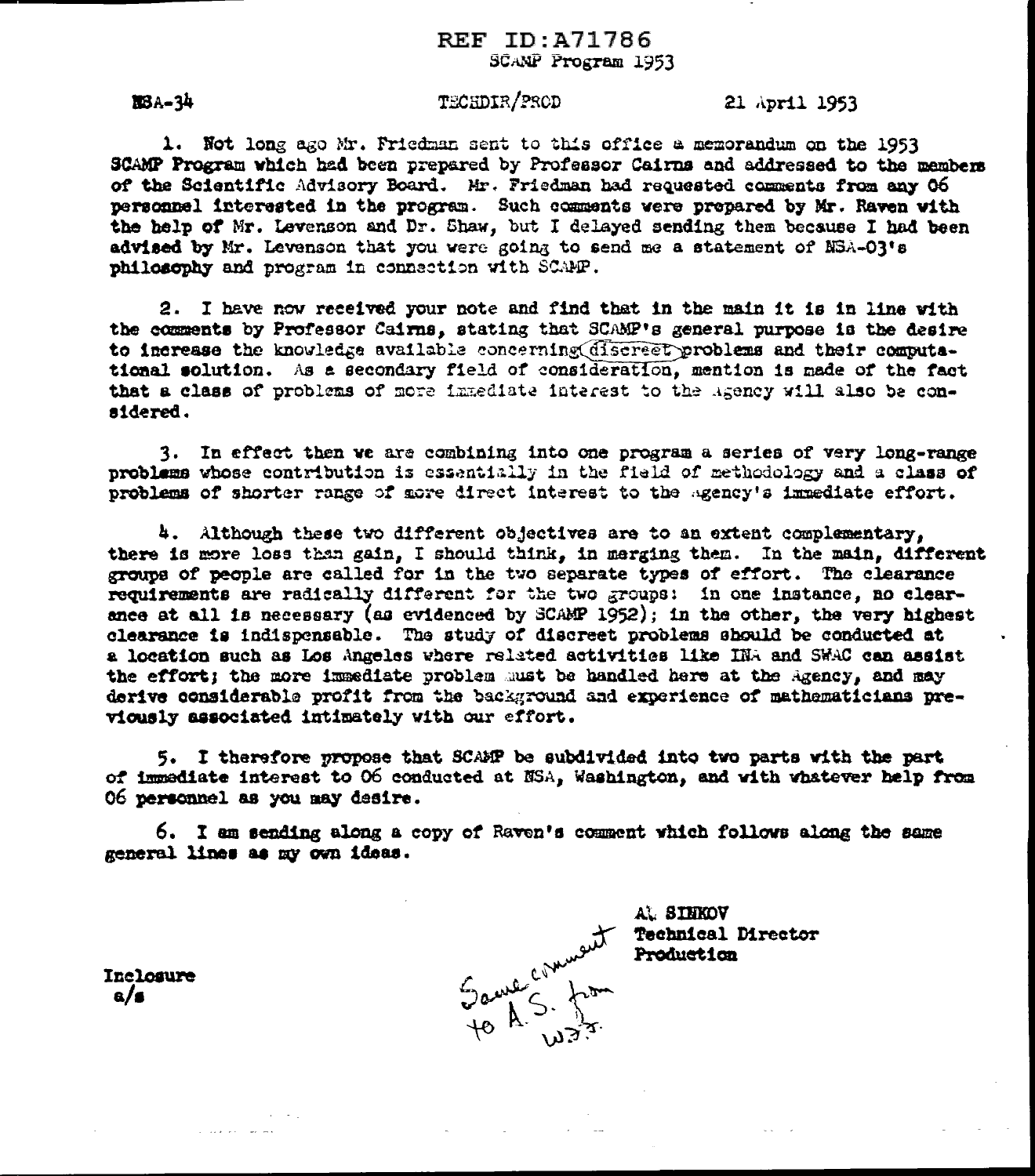REF ID:A71786
SCAMP Program 1953

NSA-34 TECHDIR/PROD 21 April 1953

1. Not long ago Mr. Friedman sent to this office a memorandum on the 1953 SCAMP Program which had been prepared by Professor Cairns and addressed to the members of the Scientific Advisory Board. Mr. Friedman had requested comments from any 06 personnel interested in the program. Such comments were prepared by Mr. Raven with the help of Mr. Levenson and Dr. Shaw, but I delayed sending them because I had been advised by Mr. Levenson that you were going to send me a statement of NSA-03's philosophy and program in connection with SCAMP.

2. I have now received your note and find that in the main it is in line with the comments by Professor Cairns, stating that SCAMP's general purpose is the desire to increase the knowledge available concerning discreet problems and their computational solution. As a secondary field of consideration, mention is made of the fact that a class of problems of more immediate interest to the Agency will also be considered.

3. In effect then we are combining into one program a series of very long-range problems whose contribution is essentially in the field of methodology and a class of problems of shorter range of more direct interest to the Agency's immediate effort.

4. Although these two different objectives are to an extent complementary, there is more loss than gain, I should think, in merging them. In the main, different groups of people are called for in the two separate types of effort. The clearance requirements are radically different for the two groups: in one instance, no clearance at all is necessary (as evidenced by SCAMP 1952); in the other, the very highest clearance is indispensable. The study of discreet problems should be conducted at a location such as Los Angeles where related activities like INA and SWAC can assist the effort; the more immediate problem must be handled here at the Agency, and may derive considerable profit from the background and experience of mathematicians previously associated intimately with our effort.

5. I therefore propose that SCAMP be subdivided into two parts with the part of immediate interest to 06 conducted at NSA, Washington, and with whatever help from 06 personnel as you may desire.

6. I am sending along a copy of Raven's comment which follows along the same general lines as my own ideas.

AL SINKOV
Technical Director
Production

Same comment to A.S. from WFF.

Inclosure
a/s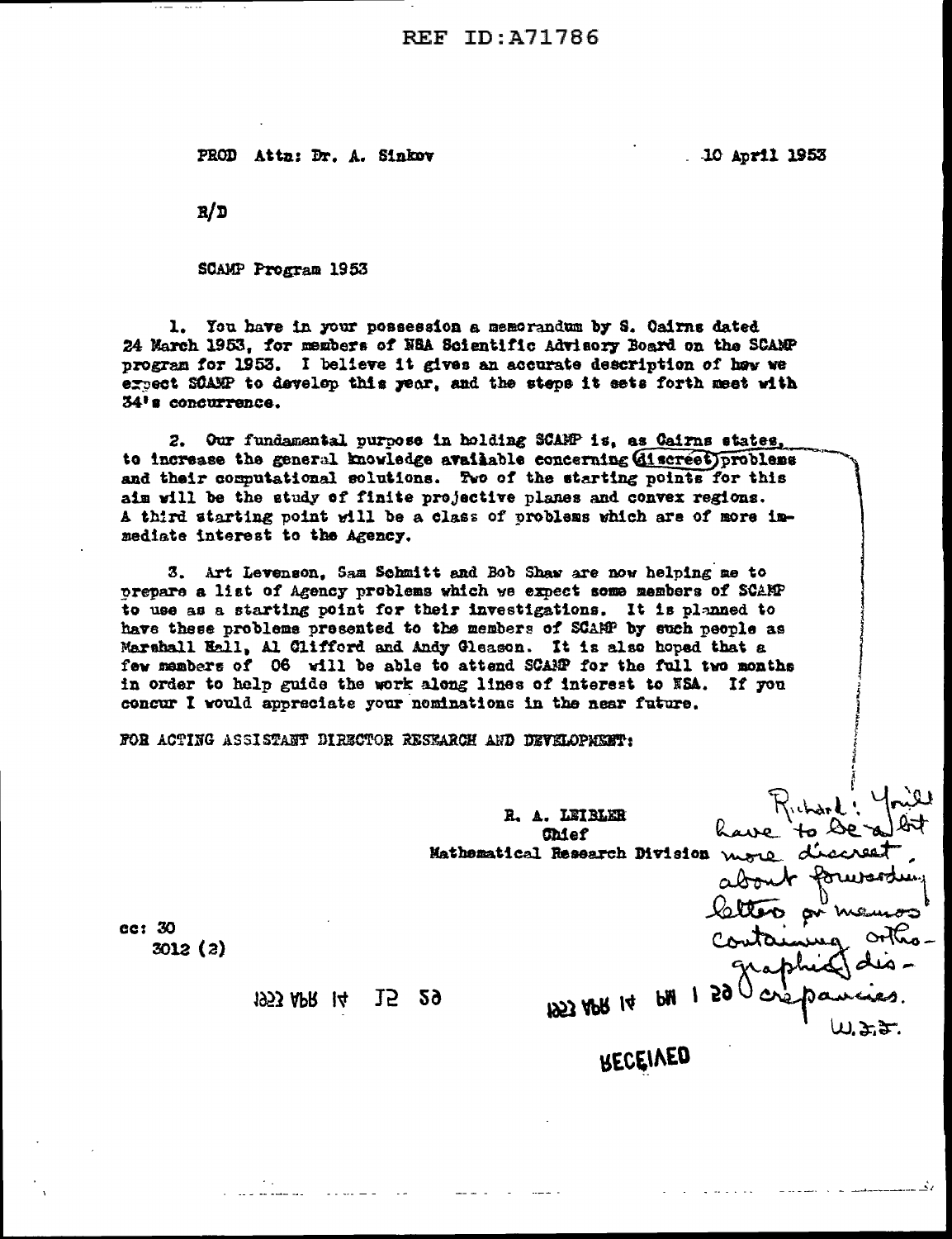REF ID:A71786

PROD Attn: Dr. A. Sinkov                                                                10 April 1953

R/D

SCAMP Program 1953

1. You have in your possession a memorandum by S. Cairns dated 24 March 1953, for members of NSA Scientific Advisory Board on the SCAMP program for 1953. I believe it gives an accurate description of how we expect SCAMP to develop this year, and the steps it sets forth meet with 34's concurrence.

2. Our fundamental purpose in holding SCAMP is, as Cairns states, to increase the general knowledge available concerning discreet problems and their computational solutions. Two of the starting points for this aim will be the study of finite projective planes and convex regions. A third starting point will be a class of problems which are of more immediate interest to the Agency.

3. Art Levenson, Sam Schmitt and Bob Shaw are now helping me to prepare a list of Agency problems which we expect some members of SCAMP to use as a starting point for their investigations. It is planned to have these problems presented to the members of SCAMP by such people as Marshall Hall, Al Clifford and Andy Gleason. It is also hoped that a few members of 06 will be able to attend SCAMP for the full two months in order to help guide the work along lines of interest to NSA. If you concur I would appreciate your nominations in the near future.

FOR ACTING ASSISTANT DIRECTOR RESEARCH AND DEVELOPMENT:

R. A. LEIBLER
Chief
Mathematical Research Division

Richard: You'll have to be a bit more discreet about forwarding letters or memos containing orthographic discrepancies.
W.F.F.

cc: 30
3012 (2)

1953 APR 14 PM 1 29

1953 APR 14 PM 3 15

RECEIVED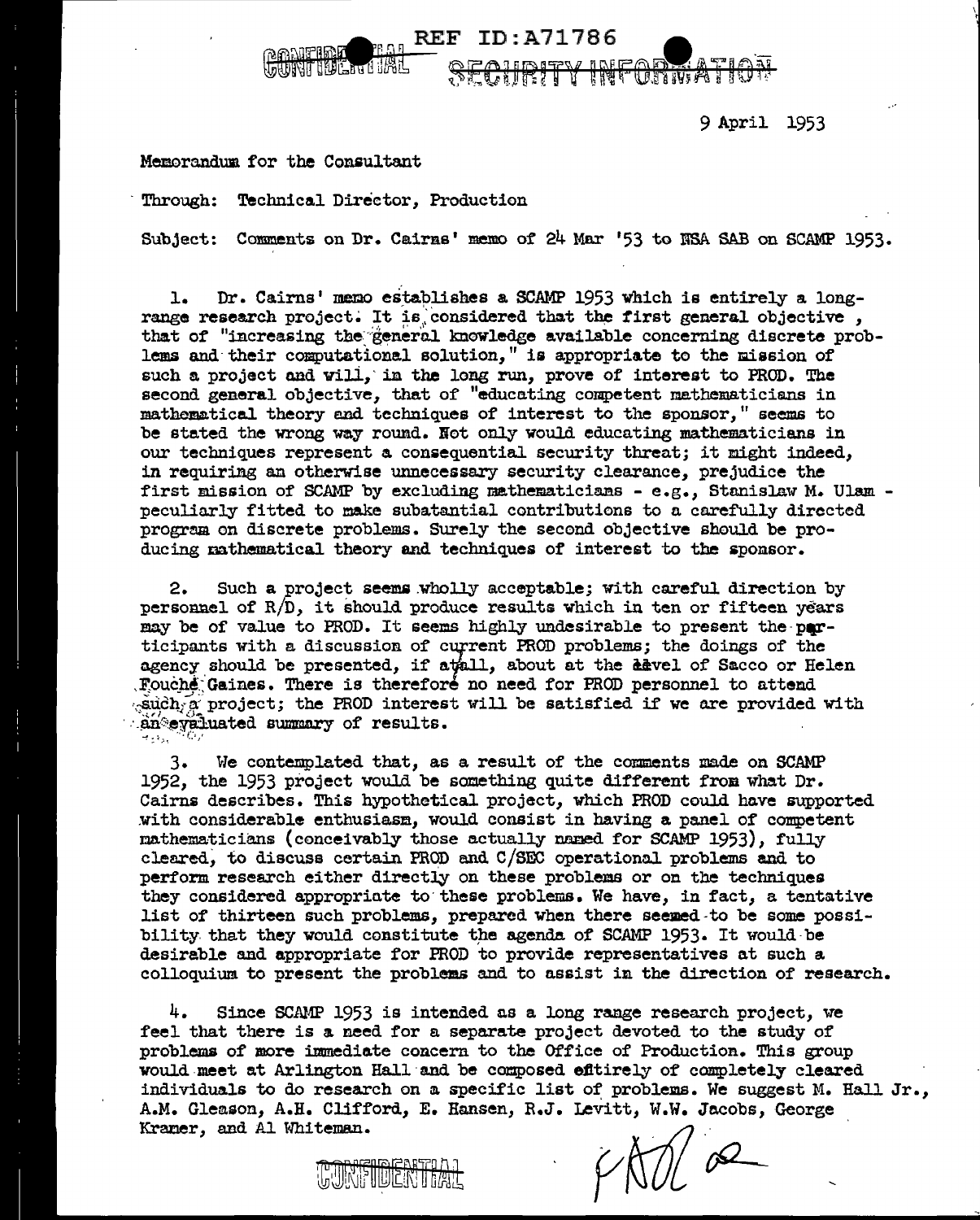REF ID:A71786

CONFIDENTIAL SECURITY INFORMATION

9 April 1953

Memorandum for the Consultant

Through: Technical Director, Production

Subject: Comments on Dr. Cairns' memo of 24 Mar '53 to NSA SAB on SCAMP 1953.

1. Dr. Cairns' memo establishes a SCAMP 1953 which is entirely a long-range research project. It is considered that the first general objective, that of "increasing the general knowledge available concerning discrete problems and their computational solution," is appropriate to the mission of such a project and will, in the long run, prove of interest to PROD. The second general objective, that of "educating competent mathematicians in mathematical theory and techniques of interest to the sponsor," seems to be stated the wrong way round. Not only would educating mathematicians in our techniques represent a consequential security threat; it might indeed, in requiring an otherwise unnecessary security clearance, prejudice the first mission of SCAMP by excluding mathematicians - e.g., Stanislaw M. Ulam - peculiarly fitted to make substantial contributions to a carefully directed program on discrete problems. Surely the second objective should be producing mathematical theory and techniques of interest to the sponsor.

2. Such a project seems wholly acceptable; with careful direction by personnel of R/D, it should produce results which in ten or fifteen years may be of value to PROD. It seems highly undesirable to present the participants with a discussion of current PROD problems; the doings of the agency should be presented, if at all, about at the level of Sacco or Helen Fouché Gaines. There is therefore no need for PROD personnel to attend such a project; the PROD interest will be satisfied if we are provided with an evaluated summary of results.

3. We contemplated that, as a result of the comments made on SCAMP 1952, the 1953 project would be something quite different from what Dr. Cairns describes. This hypothetical project, which PROD could have supported with considerable enthusiasm, would consist in having a panel of competent mathematicians (conceivably those actually named for SCAMP 1953), fully cleared, to discuss certain PROD and C/SEC operational problems and to perform research either directly on these problems or on the techniques they considered appropriate to these problems. We have, in fact, a tentative list of thirteen such problems, prepared when there seemed to be some possibility that they would constitute the agenda of SCAMP 1953. It would be desirable and appropriate for PROD to provide representatives at such a colloquium to present the problems and to assist in the direction of research.

4. Since SCAMP 1953 is intended as a long range research project, we feel that there is a need for a separate project devoted to the study of problems of more immediate concern to the Office of Production. This group would meet at Arlington Hall and be composed entirely of completely cleared individuals to do research on a specific list of problems. We suggest M. Hall Jr., A.M. Gleason, A.H. Clifford, E. Hansen, R.J. Levitt, W.W. Jacobs, George Kramer, and Al Whiteman.

CONFIDENTIAL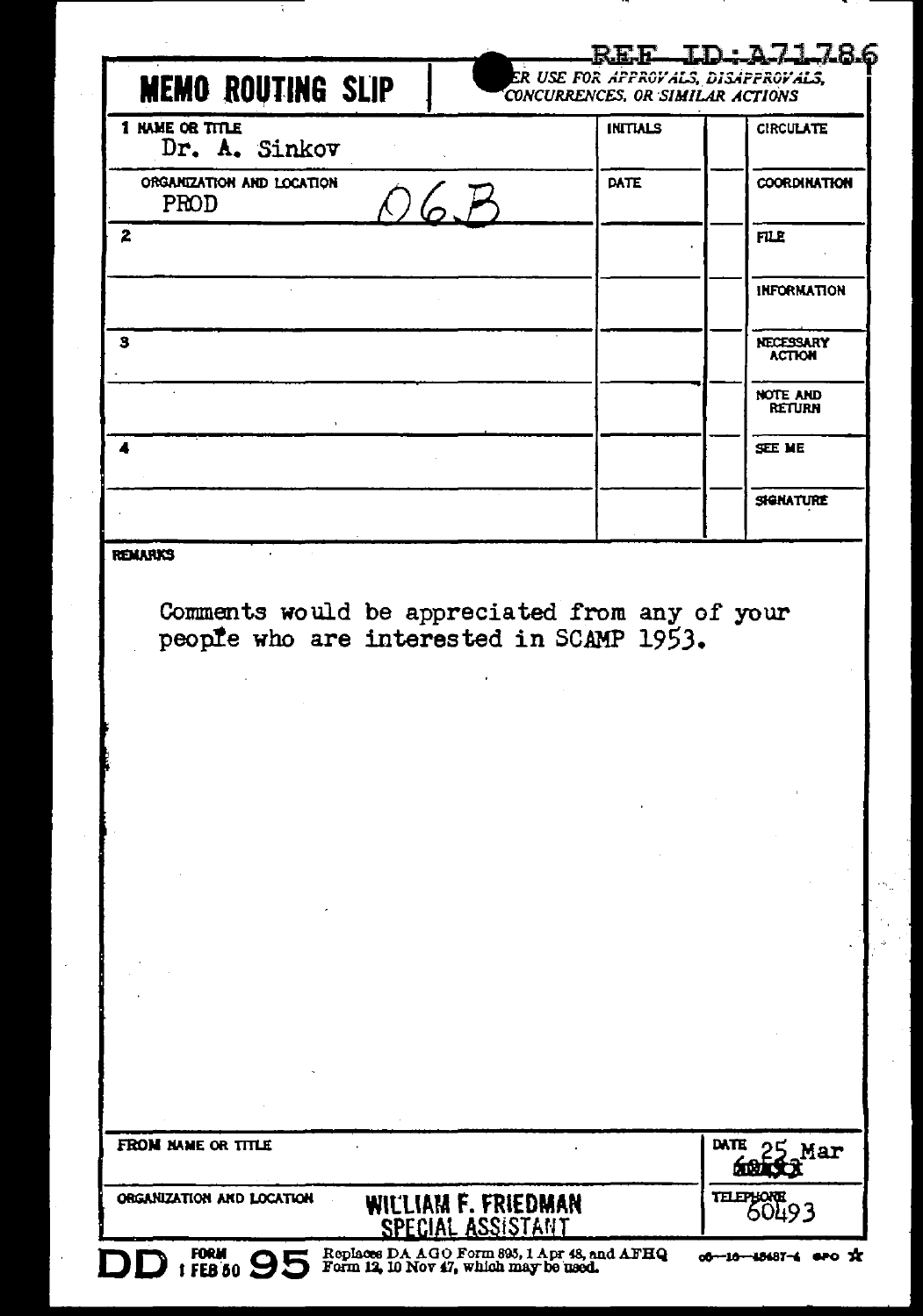REF ID:A71786

# MEMO ROUTING SLIP

ER USE FOR APPROVALS, DISAPPROVALS, CONCURRENCES, OR SIMILAR ACTIONS

| NAME OR TITLE | INITIALS | | |
|---|---|---|---|
| 1 Dr. A. Sinkov | | | CIRCULATE |
| ORGANIZATION AND LOCATION: PROD 06B | DATE | | COORDINATION |
| 2 | | | FILE |
| | | | INFORMATION |
| 3 | | | NECESSARY ACTION |
| | | | NOTE AND RETURN |
| 4 | | | SEE ME |
| | | | SIGNATURE |

**REMARKS**

Comments would be appreciated from any of your people who are interested in SCAMP 1953.

| FROM NAME OR TITLE | DATE |
|---|---|
| | 25 Mar 1953 |
| ORGANIZATION AND LOCATION: WILLIAM F. FRIEDMAN, SPECIAL ASSISTANT | TELEPHONE 60493 |

DD FORM 1 FEB 50 95 Replaces DA AGO Form 895, 1 Apr 48, and AFHQ Form 12, 10 Nov 47, which may be used.

c6—16—48487-4 GPO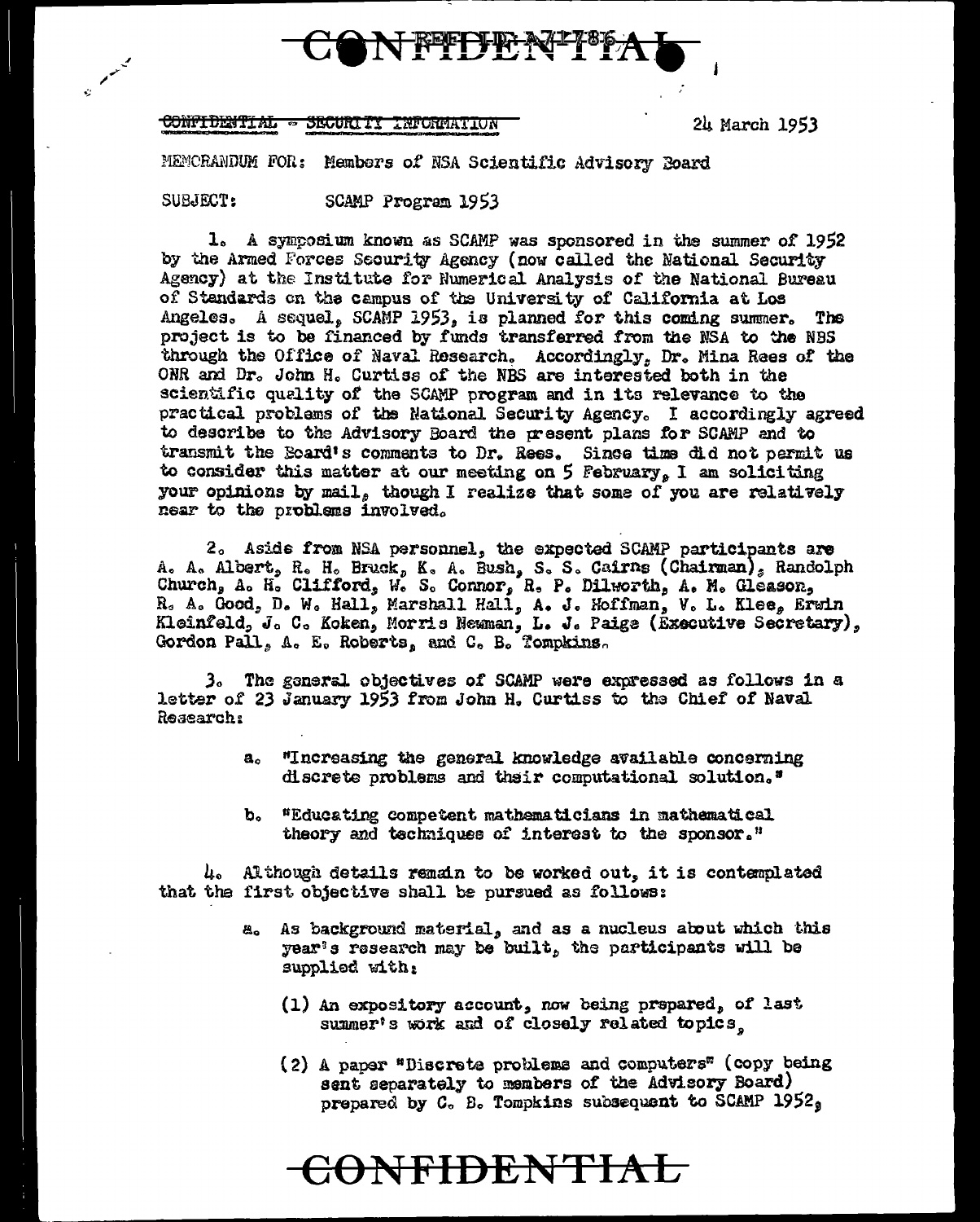CONFIDENTIAL - SECURITY INFORMATION

24 March 1953

MEMORANDUM FOR: Members of NSA Scientific Advisory Board

SUBJECT: SCAMP Program 1953

1. A symposium known as SCAMP was sponsored in the summer of 1952 by the Armed Forces Security Agency (now called the National Security Agency) at the Institute for Numerical Analysis of the National Bureau of Standards on the campus of the University of California at Los Angeles. A sequel, SCAMP 1953, is planned for this coming summer. The project is to be financed by funds transferred from the NSA to the NBS through the Office of Naval Research. Accordingly, Dr. Mina Rees of the ONR and Dr. John H. Curtiss of the NBS are interested both in the scientific quality of the SCAMP program and in its relevance to the practical problems of the National Security Agency. I accordingly agreed to describe to the Advisory Board the present plans for SCAMP and to transmit the Board's comments to Dr. Rees. Since time did not permit us to consider this matter at our meeting on 5 February, I am soliciting your opinions by mail, though I realize that some of you are relatively near to the problems involved.

2. Aside from NSA personnel, the expected SCAMP participants are A. A. Albert, R. H. Bruck, K. A. Bush, S. S. Cairns (Chairman), Randolph Church, A. H. Clifford, W. S. Connor, R. P. Dilworth, A. M. Gleason, R. A. Good, D. W. Hall, Marshall Hall, A. J. Hoffman, V. L. Klee, Erwin Kleinfeld, J. C. Koken, Morris Newman, L. J. Paige (Executive Secretary), Gordon Pall, A. E. Roberts, and C. B. Tompkins.

3. The general objectives of SCAMP were expressed as follows in a letter of 23 January 1953 from John H. Curtiss to the Chief of Naval Research:

a. "Increasing the general knowledge available concerning discrete problems and their computational solution."

b. "Educating competent mathematicians in mathematical theory and techniques of interest to the sponsor."

4. Although details remain to be worked out, it is contemplated that the first objective shall be pursued as follows:

a. As background material, and as a nucleus about which this year's research may be built, the participants will be supplied with:

(1) An expository account, now being prepared, of last summer's work and of closely related topics,

(2) A paper "Discrete problems and computers" (copy being sent separately to members of the Advisory Board) prepared by C. B. Tompkins subsequent to SCAMP 1952,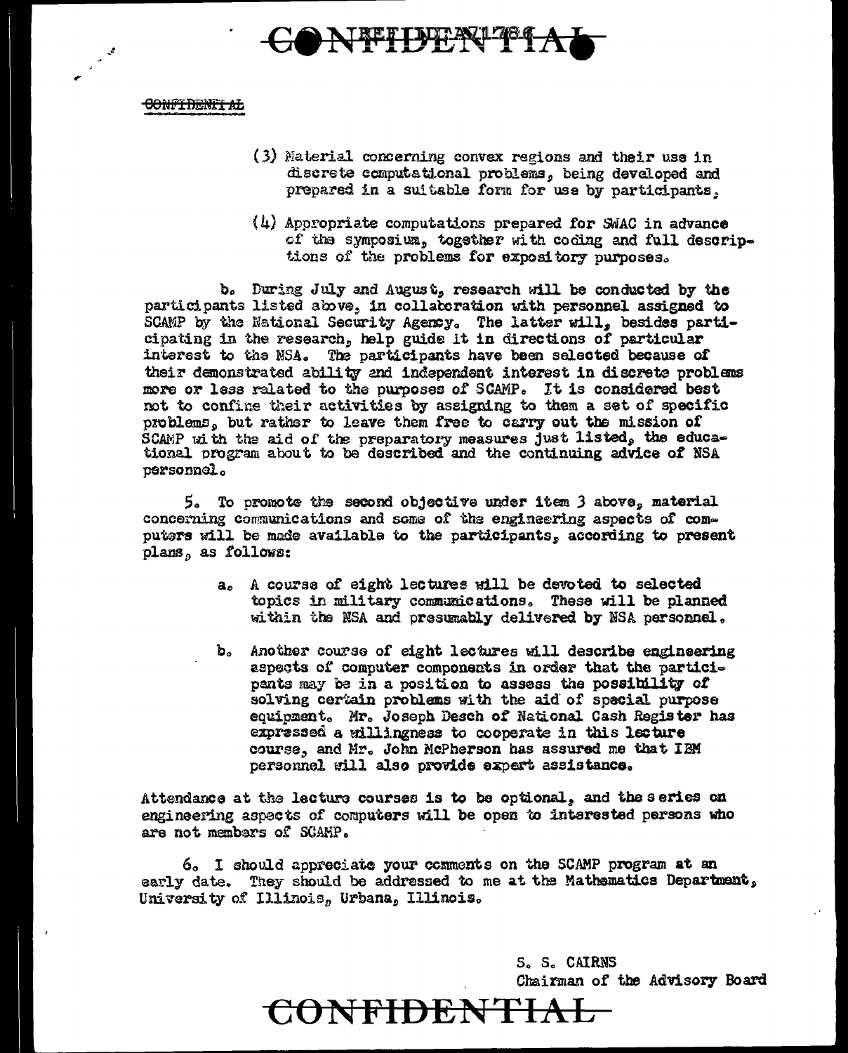CONFIDENTIAL

(3) Material concerning convex regions and their use in discrete computational problems, being developed and prepared in a suitable form for use by participants,

(4) Appropriate computations prepared for SWAC in advance of the symposium, together with coding and full descriptions of the problems for expository purposes.

b. During July and August, research will be conducted by the participants listed above, in collaboration with personnel assigned to SCAMP by the National Security Agency. The latter will, besides participating in the research, help guide it in directions of particular interest to the NSA. The participants have been selected because of their demonstrated ability and independent interest in discrete problems more or less related to the purposes of SCAMP. It is considered best not to confine their activities by assigning to them a set of specific problems, but rather to leave them free to carry out the mission of SCAMP with the aid of the preparatory measures just listed, the educational program about to be described and the continuing advice of NSA personnel.

5. To promote the second objective under item 3 above, material concerning communications and some of the engineering aspects of computers will be made available to the participants, according to present plans, as follows:

a. A course of eight lectures will be devoted to selected topics in military communications. These will be planned within the NSA and presumably delivered by NSA personnel.

b. Another course of eight lectures will describe engineering aspects of computer components in order that the participants may be in a position to assess the possibility of solving certain problems with the aid of special purpose equipment. Mr. Joseph Desch of National Cash Register has expressed a willingness to cooperate in this lecture course, and Mr. John McPherson has assured me that IBM personnel will also provide expert assistance.

Attendance at the lecture courses is to be optional, and the series on engineering aspects of computers will be open to interested persons who are not members of SCAMP.

6. I should appreciate your comments on the SCAMP program at an early date. They should be addressed to me at the Mathematics Department, University of Illinois, Urbana, Illinois.

S. S. CAIRNS
Chairman of the Advisory Board

CONFIDENTIAL